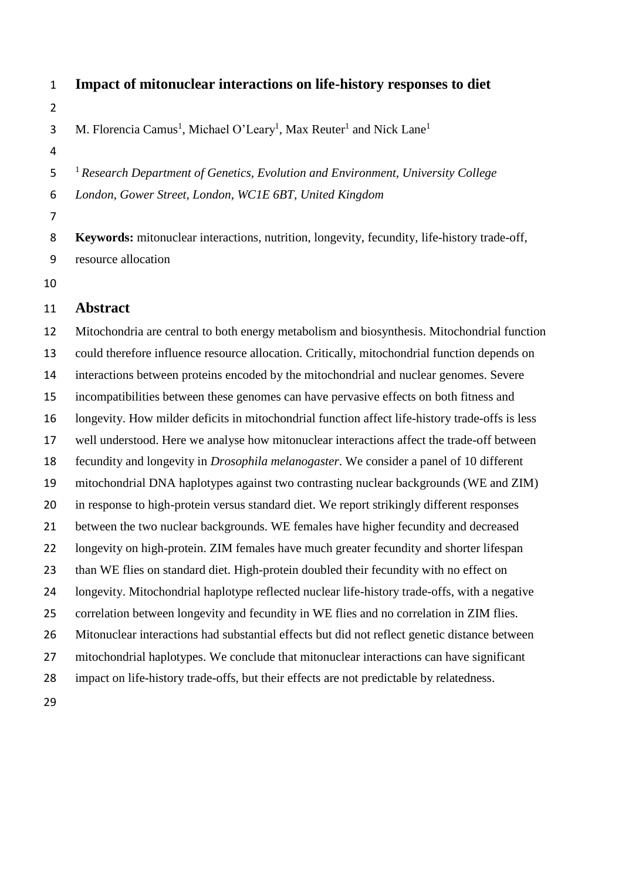# Impact of mitonuclear interactions on life-history responses to diet

M. Florencia Camus[1], Michael O'Leary[1], Max Reuter[1] and Nick Lane[1]

[1] *Research Department of Genetics, Evolution and Environment, University College London, Gower Street, London, WC1E 6BT, United Kingdom*

**Keywords:** mitonuclear interactions, nutrition, longevity, fecundity, life-history trade-off, resource allocation

## Abstract

Mitochondria are central to both energy metabolism and biosynthesis. Mitochondrial function could therefore influence resource allocation. Critically, mitochondrial function depends on interactions between proteins encoded by the mitochondrial and nuclear genomes. Severe incompatibilities between these genomes can have pervasive effects on both fitness and longevity. How milder deficits in mitochondrial function affect life-history trade-offs is less well understood. Here we analyse how mitonuclear interactions affect the trade-off between fecundity and longevity in *Drosophila melanogaster*. We consider a panel of 10 different mitochondrial DNA haplotypes against two contrasting nuclear backgrounds (WE and ZIM) in response to high-protein versus standard diet. We report strikingly different responses between the two nuclear backgrounds. WE females have higher fecundity and decreased longevity on high-protein. ZIM females have much greater fecundity and shorter lifespan than WE flies on standard diet. High-protein doubled their fecundity with no effect on longevity. Mitochondrial haplotype reflected nuclear life-history trade-offs, with a negative correlation between longevity and fecundity in WE flies and no correlation in ZIM flies. Mitonuclear interactions had substantial effects but did not reflect genetic distance between mitochondrial haplotypes. We conclude that mitonuclear interactions can have significant impact on life-history trade-offs, but their effects are not predictable by relatedness.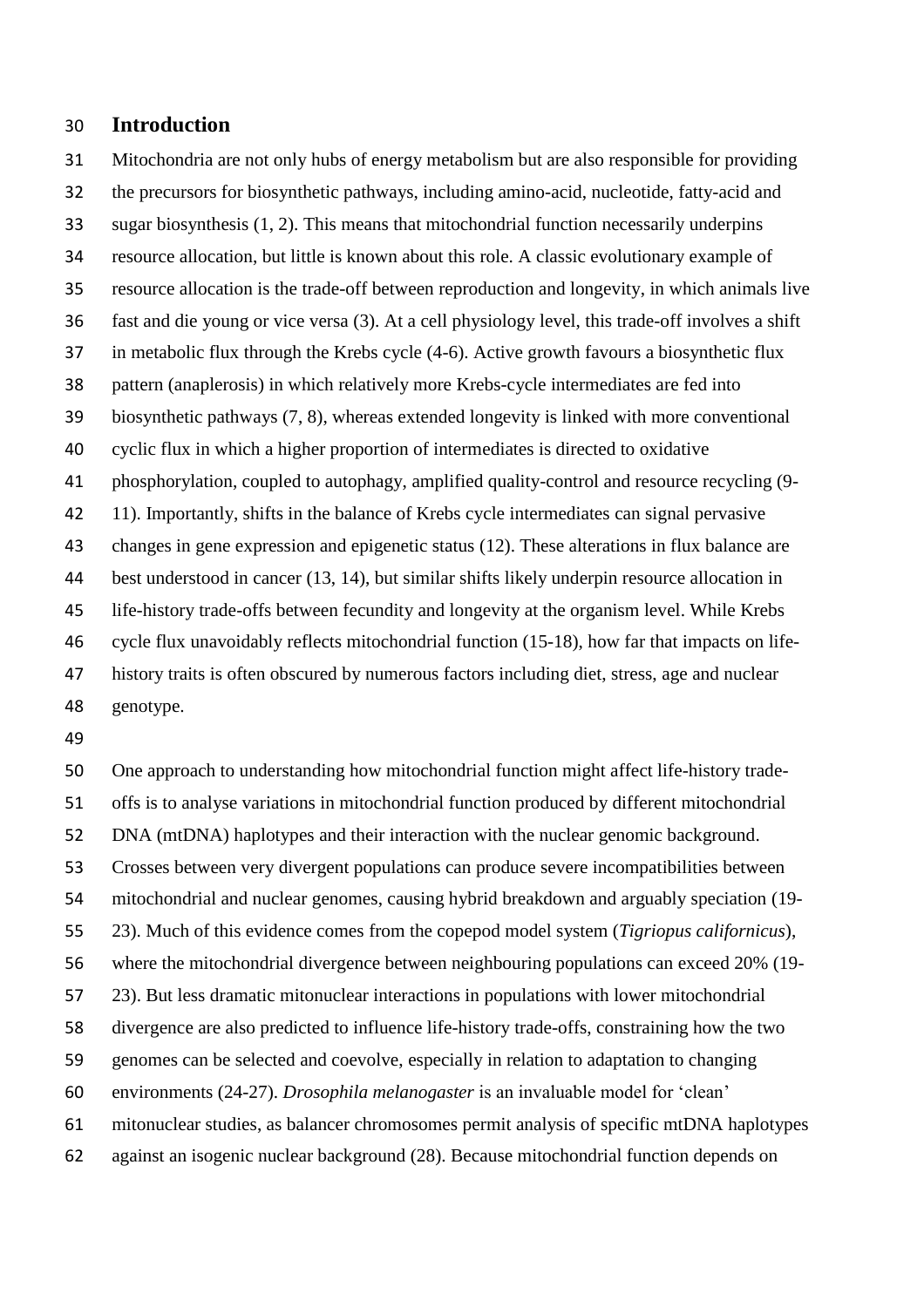## Introduction

Mitochondria are not only hubs of energy metabolism but are also responsible for providing the precursors for biosynthetic pathways, including amino-acid, nucleotide, fatty-acid and sugar biosynthesis (1, 2). This means that mitochondrial function necessarily underpins resource allocation, but little is known about this role. A classic evolutionary example of resource allocation is the trade-off between reproduction and longevity, in which animals live fast and die young or vice versa (3). At a cell physiology level, this trade-off involves a shift in metabolic flux through the Krebs cycle (4-6). Active growth favours a biosynthetic flux pattern (anaplerosis) in which relatively more Krebs-cycle intermediates are fed into biosynthetic pathways (7, 8), whereas extended longevity is linked with more conventional cyclic flux in which a higher proportion of intermediates is directed to oxidative phosphorylation, coupled to autophagy, amplified quality-control and resource recycling (9-11). Importantly, shifts in the balance of Krebs cycle intermediates can signal pervasive changes in gene expression and epigenetic status (12). These alterations in flux balance are best understood in cancer (13, 14), but similar shifts likely underpin resource allocation in life-history trade-offs between fecundity and longevity at the organism level. While Krebs cycle flux unavoidably reflects mitochondrial function (15-18), how far that impacts on life-history traits is often obscured by numerous factors including diet, stress, age and nuclear genotype.

One approach to understanding how mitochondrial function might affect life-history trade-offs is to analyse variations in mitochondrial function produced by different mitochondrial DNA (mtDNA) haplotypes and their interaction with the nuclear genomic background. Crosses between very divergent populations can produce severe incompatibilities between mitochondrial and nuclear genomes, causing hybrid breakdown and arguably speciation (19-23). Much of this evidence comes from the copepod model system (*Tigriopus californicus*), where the mitochondrial divergence between neighbouring populations can exceed 20% (19-23). But less dramatic mitonuclear interactions in populations with lower mitochondrial divergence are also predicted to influence life-history trade-offs, constraining how the two genomes can be selected and coevolve, especially in relation to adaptation to changing environments (24-27). *Drosophila melanogaster* is an invaluable model for 'clean' mitonuclear studies, as balancer chromosomes permit analysis of specific mtDNA haplotypes against an isogenic nuclear background (28). Because mitochondrial function depends on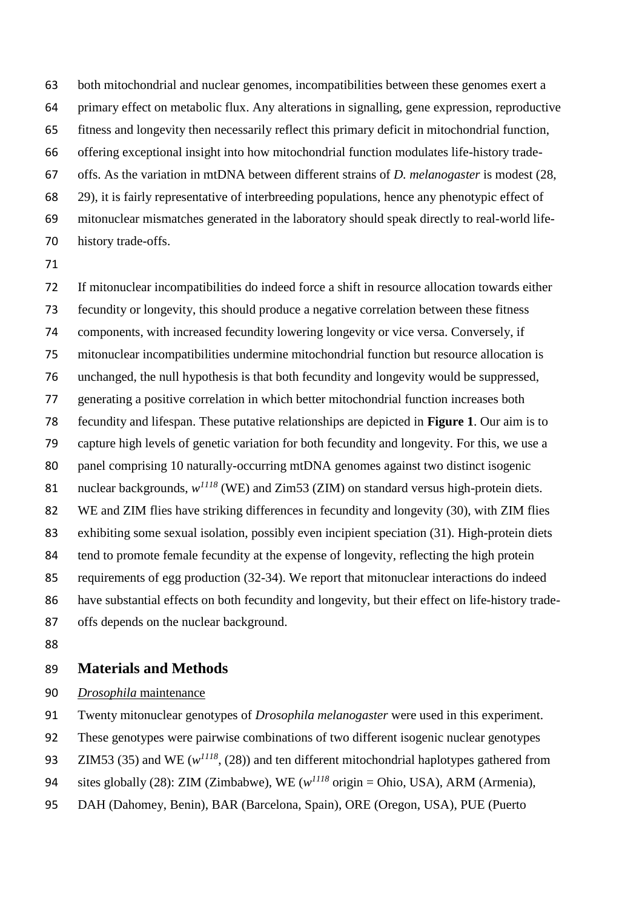both mitochondrial and nuclear genomes, incompatibilities between these genomes exert a primary effect on metabolic flux. Any alterations in signalling, gene expression, reproductive fitness and longevity then necessarily reflect this primary deficit in mitochondrial function, offering exceptional insight into how mitochondrial function modulates life-history trade-offs. As the variation in mtDNA between different strains of *D. melanogaster* is modest (28, 29), it is fairly representative of interbreeding populations, hence any phenotypic effect of mitonuclear mismatches generated in the laboratory should speak directly to real-world life-history trade-offs.

If mitonuclear incompatibilities do indeed force a shift in resource allocation towards either fecundity or longevity, this should produce a negative correlation between these fitness components, with increased fecundity lowering longevity or vice versa. Conversely, if mitonuclear incompatibilities undermine mitochondrial function but resource allocation is unchanged, the null hypothesis is that both fecundity and longevity would be suppressed, generating a positive correlation in which better mitochondrial function increases both fecundity and lifespan. These putative relationships are depicted in **Figure 1**. Our aim is to capture high levels of genetic variation for both fecundity and longevity. For this, we use a panel comprising 10 naturally-occurring mtDNA genomes against two distinct isogenic nuclear backgrounds, $w^{1118}$ (WE) and Zim53 (ZIM) on standard versus high-protein diets. WE and ZIM flies have striking differences in fecundity and longevity (30), with ZIM flies exhibiting some sexual isolation, possibly even incipient speciation (31). High-protein diets tend to promote female fecundity at the expense of longevity, reflecting the high protein requirements of egg production (32-34). We report that mitonuclear interactions do indeed have substantial effects on both fecundity and longevity, but their effect on life-history trade-offs depends on the nuclear background.

## Materials and Methods

*Drosophila* maintenance

Twenty mitonuclear genotypes of *Drosophila melanogaster* were used in this experiment. These genotypes were pairwise combinations of two different isogenic nuclear genotypes ZIM53 (35) and WE ($w^{1118}$, (28)) and ten different mitochondrial haplotypes gathered from sites globally (28): ZIM (Zimbabwe), WE ($w^{1118}$ origin = Ohio, USA), ARM (Armenia), DAH (Dahomey, Benin), BAR (Barcelona, Spain), ORE (Oregon, USA), PUE (Puerto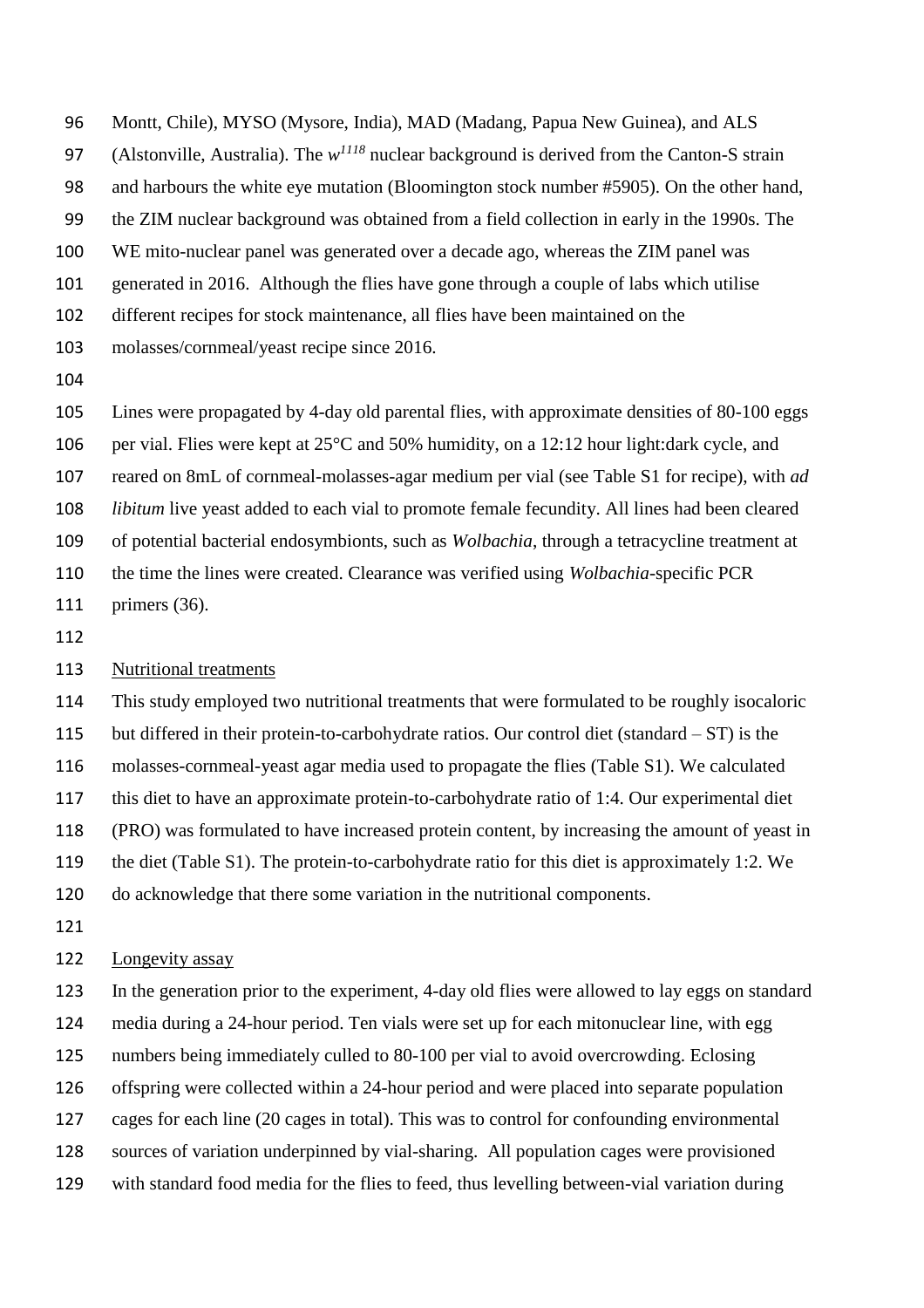Montt, Chile), MYSO (Mysore, India), MAD (Madang, Papua New Guinea), and ALS (Alstonville, Australia). The $w^{1118}$ nuclear background is derived from the Canton-S strain and harbours the white eye mutation (Bloomington stock number #5905). On the other hand, the ZIM nuclear background was obtained from a field collection in early in the 1990s. The WE mito-nuclear panel was generated over a decade ago, whereas the ZIM panel was generated in 2016. Although the flies have gone through a couple of labs which utilise different recipes for stock maintenance, all flies have been maintained on the molasses/cornmeal/yeast recipe since 2016.

Lines were propagated by 4-day old parental flies, with approximate densities of 80-100 eggs per vial. Flies were kept at 25°C and 50% humidity, on a 12:12 hour light:dark cycle, and reared on 8mL of cornmeal-molasses-agar medium per vial (see Table S1 for recipe), with *ad libitum* live yeast added to each vial to promote female fecundity. All lines had been cleared of potential bacterial endosymbionts, such as *Wolbachia*, through a tetracycline treatment at the time the lines were created. Clearance was verified using *Wolbachia*-specific PCR primers (36).

Nutritional treatments

This study employed two nutritional treatments that were formulated to be roughly isocaloric but differed in their protein-to-carbohydrate ratios. Our control diet (standard – ST) is the molasses-cornmeal-yeast agar media used to propagate the flies (Table S1). We calculated this diet to have an approximate protein-to-carbohydrate ratio of 1:4. Our experimental diet (PRO) was formulated to have increased protein content, by increasing the amount of yeast in the diet (Table S1). The protein-to-carbohydrate ratio for this diet is approximately 1:2. We do acknowledge that there some variation in the nutritional components.

Longevity assay

In the generation prior to the experiment, 4-day old flies were allowed to lay eggs on standard media during a 24-hour period. Ten vials were set up for each mitonuclear line, with egg numbers being immediately culled to 80-100 per vial to avoid overcrowding. Eclosing offspring were collected within a 24-hour period and were placed into separate population cages for each line (20 cages in total). This was to control for confounding environmental sources of variation underpinned by vial-sharing. All population cages were provisioned with standard food media for the flies to feed, thus levelling between-vial variation during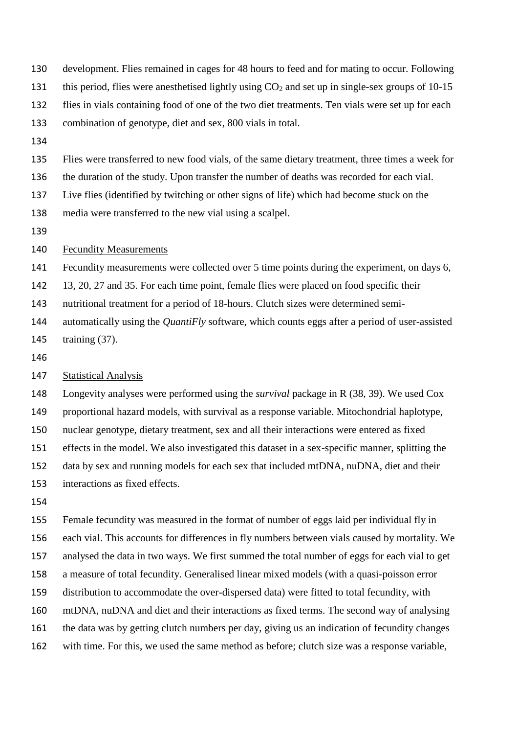development. Flies remained in cages for 48 hours to feed and for mating to occur. Following this period, flies were anesthetised lightly using $CO_2$ and set up in single-sex groups of 10-15 flies in vials containing food of one of the two diet treatments. Ten vials were set up for each combination of genotype, diet and sex, 800 vials in total.

Flies were transferred to new food vials, of the same dietary treatment, three times a week for the duration of the study. Upon transfer the number of deaths was recorded for each vial. Live flies (identified by twitching or other signs of life) which had become stuck on the media were transferred to the new vial using a scalpel.

Fecundity Measurements

Fecundity measurements were collected over 5 time points during the experiment, on days 6, 13, 20, 27 and 35. For each time point, female flies were placed on food specific their nutritional treatment for a period of 18-hours. Clutch sizes were determined semi-automatically using the *QuantiFly* software, which counts eggs after a period of user-assisted training (37).

Statistical Analysis

Longevity analyses were performed using the *survival* package in R (38, 39). We used Cox proportional hazard models, with survival as a response variable. Mitochondrial haplotype, nuclear genotype, dietary treatment, sex and all their interactions were entered as fixed effects in the model. We also investigated this dataset in a sex-specific manner, splitting the data by sex and running models for each sex that included mtDNA, nuDNA, diet and their interactions as fixed effects.

Female fecundity was measured in the format of number of eggs laid per individual fly in each vial. This accounts for differences in fly numbers between vials caused by mortality. We analysed the data in two ways. We first summed the total number of eggs for each vial to get a measure of total fecundity. Generalised linear mixed models (with a quasi-poisson error distribution to accommodate the over-dispersed data) were fitted to total fecundity, with mtDNA, nuDNA and diet and their interactions as fixed terms. The second way of analysing the data was by getting clutch numbers per day, giving us an indication of fecundity changes with time. For this, we used the same method as before; clutch size was a response variable,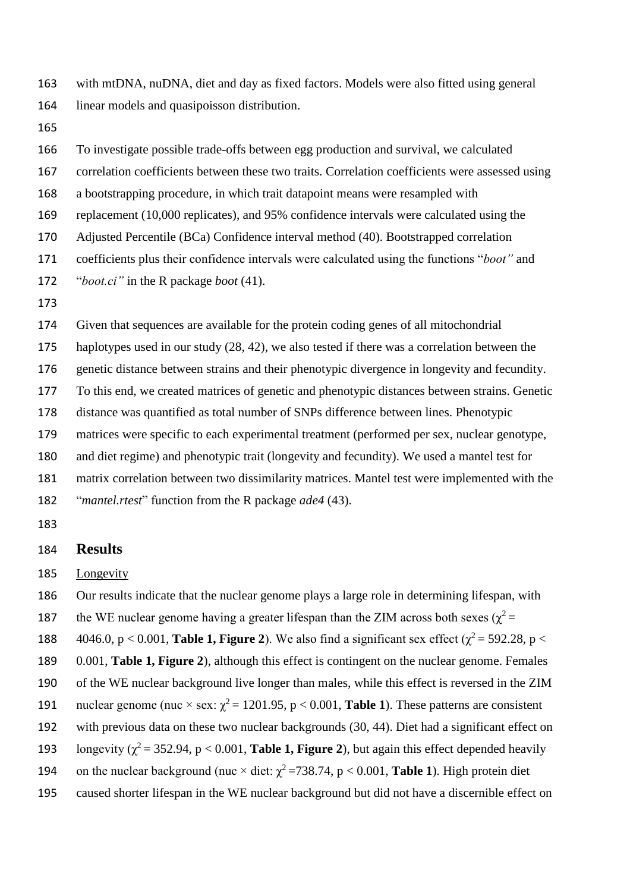with mtDNA, nuDNA, diet and day as fixed factors. Models were also fitted using general linear models and quasipoisson distribution.

To investigate possible trade-offs between egg production and survival, we calculated correlation coefficients between these two traits. Correlation coefficients were assessed using a bootstrapping procedure, in which trait datapoint means were resampled with replacement (10,000 replicates), and 95% confidence intervals were calculated using the Adjusted Percentile (BCa) Confidence interval method (40). Bootstrapped correlation coefficients plus their confidence intervals were calculated using the functions "*boot"* and "*boot.ci"* in the R package *boot* (41).

Given that sequences are available for the protein coding genes of all mitochondrial haplotypes used in our study (28, 42), we also tested if there was a correlation between the genetic distance between strains and their phenotypic divergence in longevity and fecundity. To this end, we created matrices of genetic and phenotypic distances between strains. Genetic distance was quantified as total number of SNPs difference between lines. Phenotypic matrices were specific to each experimental treatment (performed per sex, nuclear genotype, and diet regime) and phenotypic trait (longevity and fecundity). We used a mantel test for matrix correlation between two dissimilarity matrices. Mantel test were implemented with the "*mantel.rtest*" function from the R package *ade4* (43).

## Results

Longevity

Our results indicate that the nuclear genome plays a large role in determining lifespan, with the WE nuclear genome having a greater lifespan than the ZIM across both sexes ($\chi^2$ = 4046.0, $p < 0.001$, **Table 1, Figure 2**). We also find a significant sex effect ($\chi^2$ = 592.28, $p < 0.001$, **Table 1, Figure 2**), although this effect is contingent on the nuclear genome. Females of the WE nuclear background live longer than males, while this effect is reversed in the ZIM nuclear genome (nuc × sex: $\chi^2$ = 1201.95, $p < 0.001$, **Table 1**). These patterns are consistent with previous data on these two nuclear backgrounds (30, 44). Diet had a significant effect on longevity ($\chi^2$ = 352.94, $p < 0.001$, **Table 1, Figure 2**), but again this effect depended heavily on the nuclear background (nuc × diet: $\chi^2$ =738.74, $p < 0.001$, **Table 1**). High protein diet caused shorter lifespan in the WE nuclear background but did not have a discernible effect on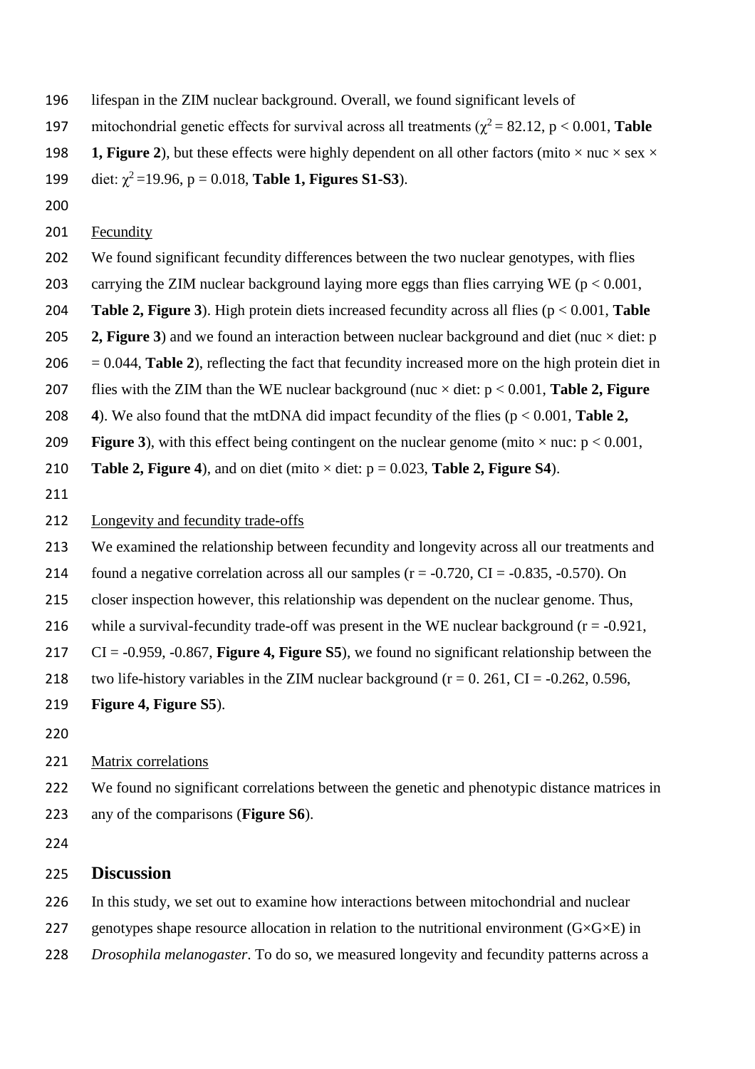lifespan in the ZIM nuclear background. Overall, we found significant levels of mitochondrial genetic effects for survival across all treatments ($\chi^2 = 82.12$, $p < 0.001$, **Table 1, Figure 2**), but these effects were highly dependent on all other factors (mito × nuc × sex × diet: $\chi^2 = 19.96$, $p = 0.018$, **Table 1, Figures S1-S3**).

Fecundity

We found significant fecundity differences between the two nuclear genotypes, with flies carrying the ZIM nuclear background laying more eggs than flies carrying WE ($p < 0.001$, **Table 2, Figure 3**). High protein diets increased fecundity across all flies ($p < 0.001$, **Table 2, Figure 3**) and we found an interaction between nuclear background and diet (nuc × diet: $p = 0.044$, **Table 2**), reflecting the fact that fecundity increased more on the high protein diet in flies with the ZIM than the WE nuclear background (nuc × diet: $p < 0.001$, **Table 2, Figure 4**). We also found that the mtDNA did impact fecundity of the flies ($p < 0.001$, **Table 2, Figure 3**), with this effect being contingent on the nuclear genome (mito × nuc: $p < 0.001$, **Table 2, Figure 4**), and on diet (mito × diet: $p = 0.023$, **Table 2, Figure S4**).

Longevity and fecundity trade-offs

We examined the relationship between fecundity and longevity across all our treatments and found a negative correlation across all our samples ($r = -0.720$, CI = -0.835, -0.570). On closer inspection however, this relationship was dependent on the nuclear genome. Thus, while a survival-fecundity trade-off was present in the WE nuclear background ($r = -0.921$, CI = -0.959, -0.867, **Figure 4, Figure S5**), we found no significant relationship between the two life-history variables in the ZIM nuclear background ($r = 0. 261$, CI = -0.262, 0.596, **Figure 4, Figure S5**).

Matrix correlations

We found no significant correlations between the genetic and phenotypic distance matrices in any of the comparisons (**Figure S6**).

## Discussion

In this study, we set out to examine how interactions between mitochondrial and nuclear genotypes shape resource allocation in relation to the nutritional environment (G×G×E) in *Drosophila melanogaster*. To do so, we measured longevity and fecundity patterns across a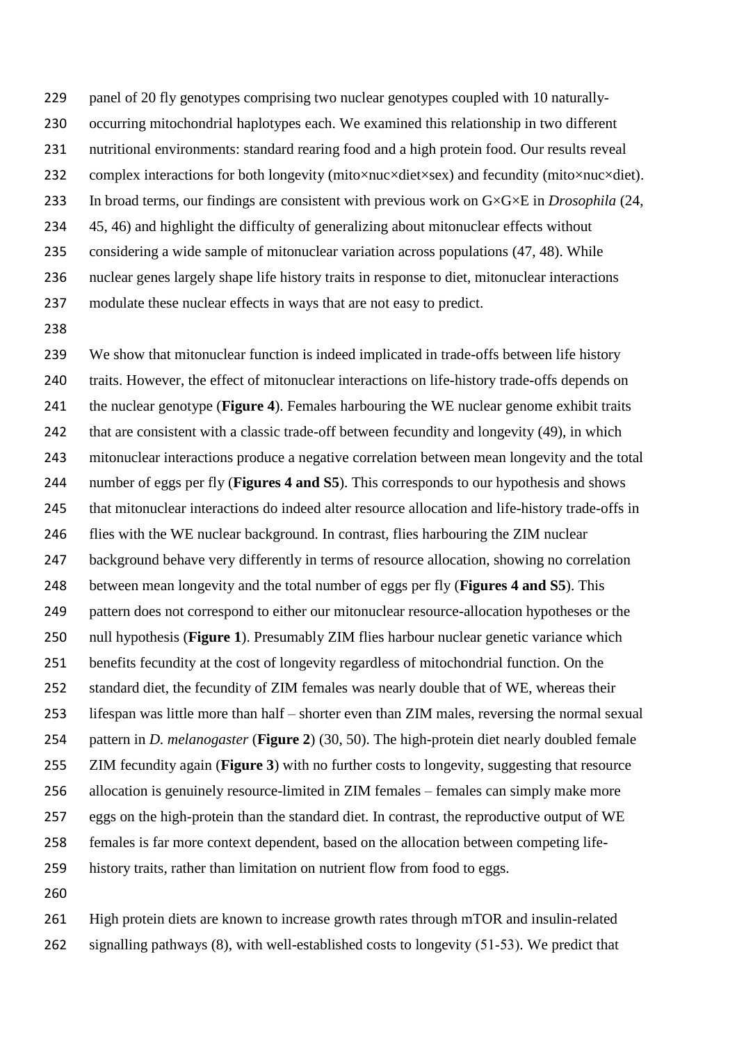panel of 20 fly genotypes comprising two nuclear genotypes coupled with 10 naturally-occurring mitochondrial haplotypes each. We examined this relationship in two different nutritional environments: standard rearing food and a high protein food. Our results reveal complex interactions for both longevity (mito×nuc×diet×sex) and fecundity (mito×nuc×diet). In broad terms, our findings are consistent with previous work on G×G×E in *Drosophila* (24, 45, 46) and highlight the difficulty of generalizing about mitonuclear effects without considering a wide sample of mitonuclear variation across populations (47, 48). While nuclear genes largely shape life history traits in response to diet, mitonuclear interactions modulate these nuclear effects in ways that are not easy to predict.

We show that mitonuclear function is indeed implicated in trade-offs between life history traits. However, the effect of mitonuclear interactions on life-history trade-offs depends on the nuclear genotype (**Figure 4**). Females harbouring the WE nuclear genome exhibit traits that are consistent with a classic trade-off between fecundity and longevity (49), in which mitonuclear interactions produce a negative correlation between mean longevity and the total number of eggs per fly (**Figures 4 and S5**). This corresponds to our hypothesis and shows that mitonuclear interactions do indeed alter resource allocation and life-history trade-offs in flies with the WE nuclear background. In contrast, flies harbouring the ZIM nuclear background behave very differently in terms of resource allocation, showing no correlation between mean longevity and the total number of eggs per fly (**Figures 4 and S5**). This pattern does not correspond to either our mitonuclear resource-allocation hypotheses or the null hypothesis (**Figure 1**). Presumably ZIM flies harbour nuclear genetic variance which benefits fecundity at the cost of longevity regardless of mitochondrial function. On the standard diet, the fecundity of ZIM females was nearly double that of WE, whereas their lifespan was little more than half – shorter even than ZIM males, reversing the normal sexual pattern in *D. melanogaster* (**Figure 2**) (30, 50). The high-protein diet nearly doubled female ZIM fecundity again (**Figure 3**) with no further costs to longevity, suggesting that resource allocation is genuinely resource-limited in ZIM females – females can simply make more eggs on the high-protein than the standard diet. In contrast, the reproductive output of WE females is far more context dependent, based on the allocation between competing life-history traits, rather than limitation on nutrient flow from food to eggs.

High protein diets are known to increase growth rates through mTOR and insulin-related signalling pathways (8), with well-established costs to longevity (51-53). We predict that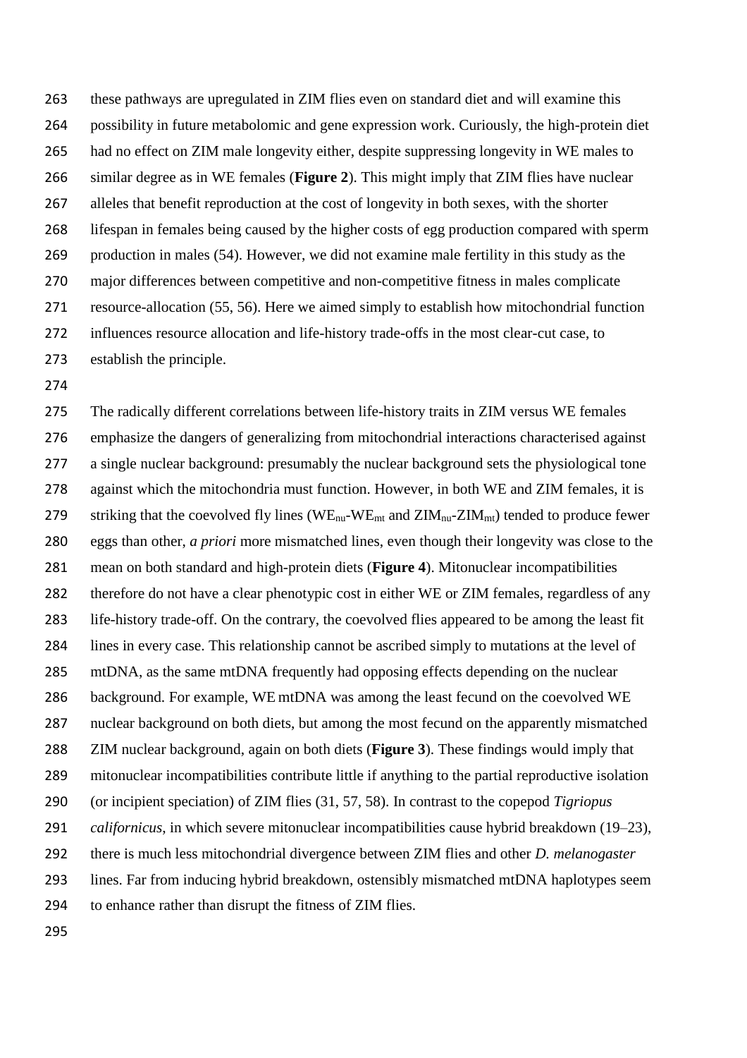these pathways are upregulated in ZIM flies even on standard diet and will examine this possibility in future metabolomic and gene expression work. Curiously, the high-protein diet had no effect on ZIM male longevity either, despite suppressing longevity in WE males to similar degree as in WE females (**Figure 2**). This might imply that ZIM flies have nuclear alleles that benefit reproduction at the cost of longevity in both sexes, with the shorter lifespan in females being caused by the higher costs of egg production compared with sperm production in males (54). However, we did not examine male fertility in this study as the major differences between competitive and non-competitive fitness in males complicate resource-allocation (55, 56). Here we aimed simply to establish how mitochondrial function influences resource allocation and life-history trade-offs in the most clear-cut case, to establish the principle.

The radically different correlations between life-history traits in ZIM versus WE females emphasize the dangers of generalizing from mitochondrial interactions characterised against a single nuclear background: presumably the nuclear background sets the physiological tone against which the mitochondria must function. However, in both WE and ZIM females, it is striking that the coevolved fly lines ($WE_{nu}$-$WE_{mt}$ and $ZIM_{nu}$-$ZIM_{mt}$) tended to produce fewer eggs than other, *a priori* more mismatched lines, even though their longevity was close to the mean on both standard and high-protein diets (**Figure 4**). Mitonuclear incompatibilities therefore do not have a clear phenotypic cost in either WE or ZIM females, regardless of any life-history trade-off. On the contrary, the coevolved flies appeared to be among the least fit lines in every case. This relationship cannot be ascribed simply to mutations at the level of mtDNA, as the same mtDNA frequently had opposing effects depending on the nuclear background. For example, WE mtDNA was among the least fecund on the coevolved WE nuclear background on both diets, but among the most fecund on the apparently mismatched ZIM nuclear background, again on both diets (**Figure 3**). These findings would imply that mitonuclear incompatibilities contribute little if anything to the partial reproductive isolation (or incipient speciation) of ZIM flies (31, 57, 58). In contrast to the copepod *Tigriopus californicus*, in which severe mitonuclear incompatibilities cause hybrid breakdown (19–23), there is much less mitochondrial divergence between ZIM flies and other *D. melanogaster* lines. Far from inducing hybrid breakdown, ostensibly mismatched mtDNA haplotypes seem to enhance rather than disrupt the fitness of ZIM flies.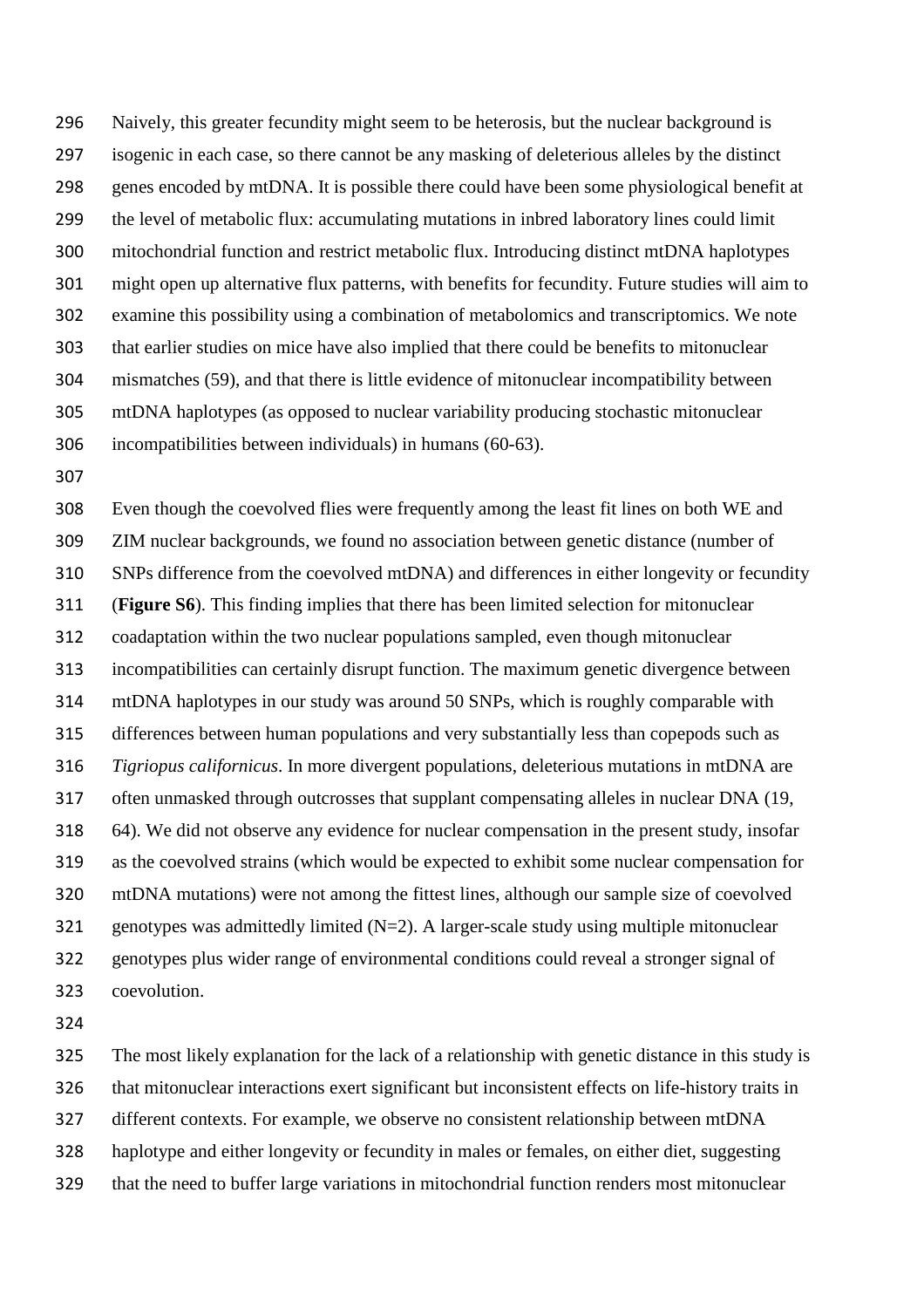Naively, this greater fecundity might seem to be heterosis, but the nuclear background is isogenic in each case, so there cannot be any masking of deleterious alleles by the distinct genes encoded by mtDNA. It is possible there could have been some physiological benefit at the level of metabolic flux: accumulating mutations in inbred laboratory lines could limit mitochondrial function and restrict metabolic flux. Introducing distinct mtDNA haplotypes might open up alternative flux patterns, with benefits for fecundity. Future studies will aim to examine this possibility using a combination of metabolomics and transcriptomics. We note that earlier studies on mice have also implied that there could be benefits to mitonuclear mismatches (59), and that there is little evidence of mitonuclear incompatibility between mtDNA haplotypes (as opposed to nuclear variability producing stochastic mitonuclear incompatibilities between individuals) in humans (60-63).

Even though the coevolved flies were frequently among the least fit lines on both WE and ZIM nuclear backgrounds, we found no association between genetic distance (number of SNPs difference from the coevolved mtDNA) and differences in either longevity or fecundity (**Figure S6**). This finding implies that there has been limited selection for mitonuclear coadaptation within the two nuclear populations sampled, even though mitonuclear incompatibilities can certainly disrupt function. The maximum genetic divergence between mtDNA haplotypes in our study was around 50 SNPs, which is roughly comparable with differences between human populations and very substantially less than copepods such as *Tigriopus californicus*. In more divergent populations, deleterious mutations in mtDNA are often unmasked through outcrosses that supplant compensating alleles in nuclear DNA (19, 64). We did not observe any evidence for nuclear compensation in the present study, insofar as the coevolved strains (which would be expected to exhibit some nuclear compensation for mtDNA mutations) were not among the fittest lines, although our sample size of coevolved genotypes was admittedly limited (N=2). A larger-scale study using multiple mitonuclear genotypes plus wider range of environmental conditions could reveal a stronger signal of coevolution.

The most likely explanation for the lack of a relationship with genetic distance in this study is that mitonuclear interactions exert significant but inconsistent effects on life-history traits in different contexts. For example, we observe no consistent relationship between mtDNA haplotype and either longevity or fecundity in males or females, on either diet, suggesting that the need to buffer large variations in mitochondrial function renders most mitonuclear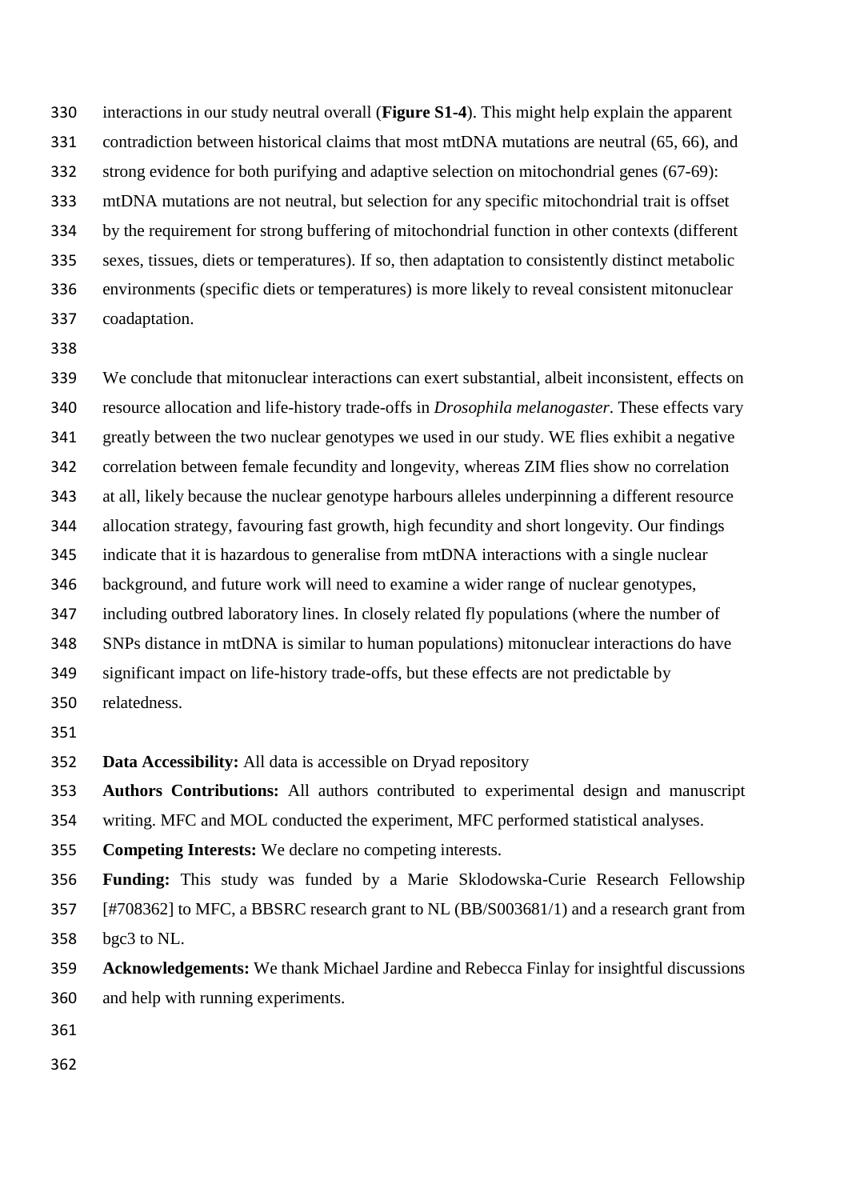interactions in our study neutral overall (**Figure S1-4**). This might help explain the apparent contradiction between historical claims that most mtDNA mutations are neutral (65, 66), and strong evidence for both purifying and adaptive selection on mitochondrial genes (67-69): mtDNA mutations are not neutral, but selection for any specific mitochondrial trait is offset by the requirement for strong buffering of mitochondrial function in other contexts (different sexes, tissues, diets or temperatures). If so, then adaptation to consistently distinct metabolic environments (specific diets or temperatures) is more likely to reveal consistent mitonuclear coadaptation.

We conclude that mitonuclear interactions can exert substantial, albeit inconsistent, effects on resource allocation and life-history trade-offs in *Drosophila melanogaster*. These effects vary greatly between the two nuclear genotypes we used in our study. WE flies exhibit a negative correlation between female fecundity and longevity, whereas ZIM flies show no correlation at all, likely because the nuclear genotype harbours alleles underpinning a different resource allocation strategy, favouring fast growth, high fecundity and short longevity. Our findings indicate that it is hazardous to generalise from mtDNA interactions with a single nuclear background, and future work will need to examine a wider range of nuclear genotypes, including outbred laboratory lines. In closely related fly populations (where the number of SNPs distance in mtDNA is similar to human populations) mitonuclear interactions do have significant impact on life-history trade-offs, but these effects are not predictable by relatedness.

**Data Accessibility:** All data is accessible on Dryad repository

**Authors Contributions:** All authors contributed to experimental design and manuscript writing. MFC and MOL conducted the experiment, MFC performed statistical analyses.

**Competing Interests:** We declare no competing interests.

**Funding:** This study was funded by a Marie Sklodowska-Curie Research Fellowship [#708362] to MFC, a BBSRC research grant to NL (BB/S003681/1) and a research grant from bgc3 to NL.

**Acknowledgements:** We thank Michael Jardine and Rebecca Finlay for insightful discussions and help with running experiments.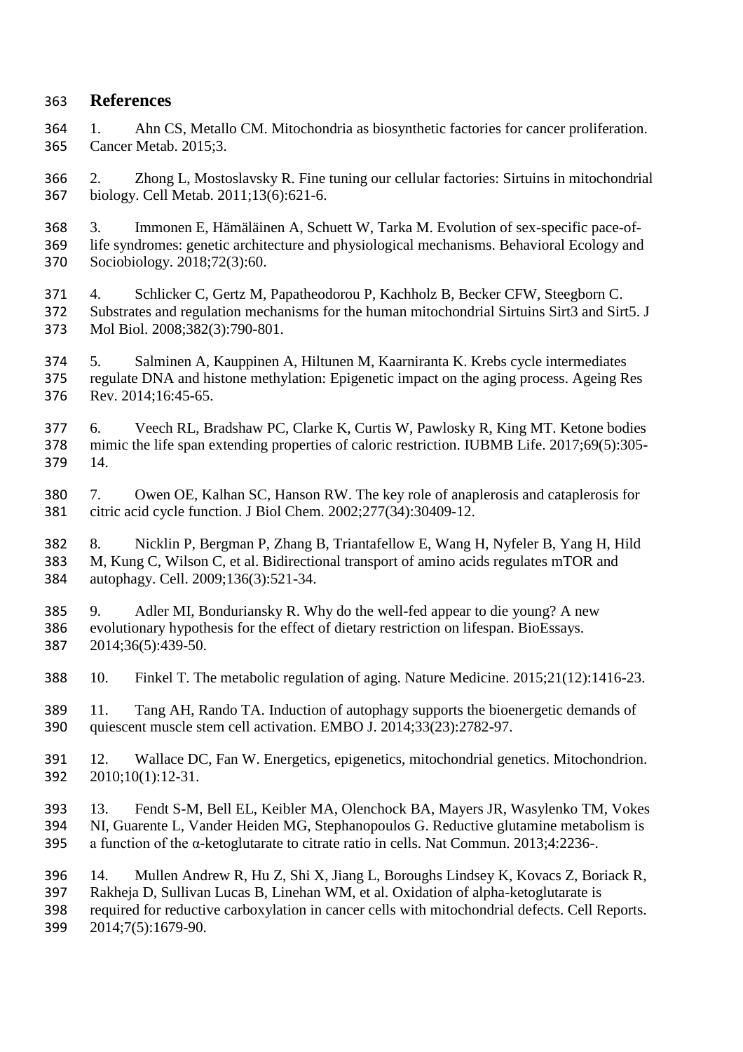# References

1. Ahn CS, Metallo CM. Mitochondria as biosynthetic factories for cancer proliferation. Cancer Metab. 2015;3.

2. Zhong L, Mostoslavsky R. Fine tuning our cellular factories: Sirtuins in mitochondrial biology. Cell Metab. 2011;13(6):621-6.

3. Immonen E, Hämäläinen A, Schuett W, Tarka M. Evolution of sex-specific pace-of-life syndromes: genetic architecture and physiological mechanisms. Behavioral Ecology and Sociobiology. 2018;72(3):60.

4. Schlicker C, Gertz M, Papatheodorou P, Kachholz B, Becker CFW, Steegborn C. Substrates and regulation mechanisms for the human mitochondrial Sirtuins Sirt3 and Sirt5. J Mol Biol. 2008;382(3):790-801.

5. Salminen A, Kauppinen A, Hiltunen M, Kaarniranta K. Krebs cycle intermediates regulate DNA and histone methylation: Epigenetic impact on the aging process. Ageing Res Rev. 2014;16:45-65.

6. Veech RL, Bradshaw PC, Clarke K, Curtis W, Pawlosky R, King MT. Ketone bodies mimic the life span extending properties of caloric restriction. IUBMB Life. 2017;69(5):305-14.

7. Owen OE, Kalhan SC, Hanson RW. The key role of anaplerosis and cataplerosis for citric acid cycle function. J Biol Chem. 2002;277(34):30409-12.

8. Nicklin P, Bergman P, Zhang B, Triantafellow E, Wang H, Nyfeler B, Yang H, Hild M, Kung C, Wilson C, et al. Bidirectional transport of amino acids regulates mTOR and autophagy. Cell. 2009;136(3):521-34.

9. Adler MI, Bonduriansky R. Why do the well-fed appear to die young? A new evolutionary hypothesis for the effect of dietary restriction on lifespan. BioEssays. 2014;36(5):439-50.

10. Finkel T. The metabolic regulation of aging. Nature Medicine. 2015;21(12):1416-23.

11. Tang AH, Rando TA. Induction of autophagy supports the bioenergetic demands of quiescent muscle stem cell activation. EMBO J. 2014;33(23):2782-97.

12. Wallace DC, Fan W. Energetics, epigenetics, mitochondrial genetics. Mitochondrion. 2010;10(1):12-31.

13. Fendt S-M, Bell EL, Keibler MA, Olenchock BA, Mayers JR, Wasylenko TM, Vokes NI, Guarente L, Vander Heiden MG, Stephanopoulos G. Reductive glutamine metabolism is a function of the α-ketoglutarate to citrate ratio in cells. Nat Commun. 2013;4:2236-.

14. Mullen Andrew R, Hu Z, Shi X, Jiang L, Boroughs Lindsey K, Kovacs Z, Boriack R, Rakheja D, Sullivan Lucas B, Linehan WM, et al. Oxidation of alpha-ketoglutarate is required for reductive carboxylation in cancer cells with mitochondrial defects. Cell Reports. 2014;7(5):1679-90.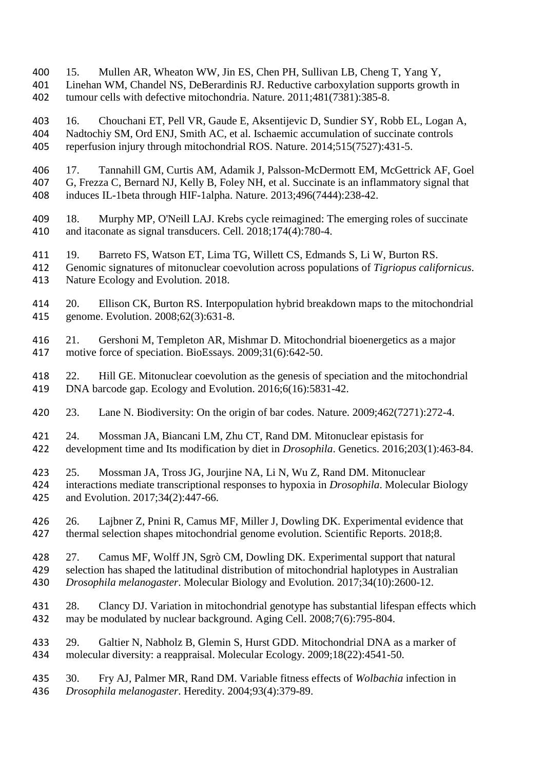15. Mullen AR, Wheaton WW, Jin ES, Chen PH, Sullivan LB, Cheng T, Yang Y, Linehan WM, Chandel NS, DeBerardinis RJ. Reductive carboxylation supports growth in tumour cells with defective mitochondria. Nature. 2011;481(7381):385-8.

16. Chouchani ET, Pell VR, Gaude E, Aksentijevic D, Sundier SY, Robb EL, Logan A, Nadtochiy SM, Ord ENJ, Smith AC, et al. Ischaemic accumulation of succinate controls reperfusion injury through mitochondrial ROS. Nature. 2014;515(7527):431-5.

17. Tannahill GM, Curtis AM, Adamik J, Palsson-McDermott EM, McGettrick AF, Goel G, Frezza C, Bernard NJ, Kelly B, Foley NH, et al. Succinate is an inflammatory signal that induces IL-1beta through HIF-1alpha. Nature. 2013;496(7444):238-42.

18. Murphy MP, O'Neill LAJ. Krebs cycle reimagined: The emerging roles of succinate and itaconate as signal transducers. Cell. 2018;174(4):780-4.

19. Barreto FS, Watson ET, Lima TG, Willett CS, Edmands S, Li W, Burton RS. Genomic signatures of mitonuclear coevolution across populations of *Tigriopus californicus*. Nature Ecology and Evolution. 2018.

20. Ellison CK, Burton RS. Interpopulation hybrid breakdown maps to the mitochondrial genome. Evolution. 2008;62(3):631-8.

21. Gershoni M, Templeton AR, Mishmar D. Mitochondrial bioenergetics as a major motive force of speciation. BioEssays. 2009;31(6):642-50.

22. Hill GE. Mitonuclear coevolution as the genesis of speciation and the mitochondrial DNA barcode gap. Ecology and Evolution. 2016;6(16):5831-42.

23. Lane N. Biodiversity: On the origin of bar codes. Nature. 2009;462(7271):272-4.

24. Mossman JA, Biancani LM, Zhu CT, Rand DM. Mitonuclear epistasis for development time and Its modification by diet in *Drosophila*. Genetics. 2016;203(1):463-84.

25. Mossman JA, Tross JG, Jourjine NA, Li N, Wu Z, Rand DM. Mitonuclear interactions mediate transcriptional responses to hypoxia in *Drosophila*. Molecular Biology and Evolution. 2017;34(2):447-66.

26. Lajbner Z, Pnini R, Camus MF, Miller J, Dowling DK. Experimental evidence that thermal selection shapes mitochondrial genome evolution. Scientific Reports. 2018;8.

27. Camus MF, Wolff JN, Sgrò CM, Dowling DK. Experimental support that natural selection has shaped the latitudinal distribution of mitochondrial haplotypes in Australian *Drosophila melanogaster*. Molecular Biology and Evolution. 2017;34(10):2600-12.

28. Clancy DJ. Variation in mitochondrial genotype has substantial lifespan effects which may be modulated by nuclear background. Aging Cell. 2008;7(6):795-804.

29. Galtier N, Nabholz B, Glemin S, Hurst GDD. Mitochondrial DNA as a marker of molecular diversity: a reappraisal. Molecular Ecology. 2009;18(22):4541-50.

30. Fry AJ, Palmer MR, Rand DM. Variable fitness effects of *Wolbachia* infection in *Drosophila melanogaster*. Heredity. 2004;93(4):379-89.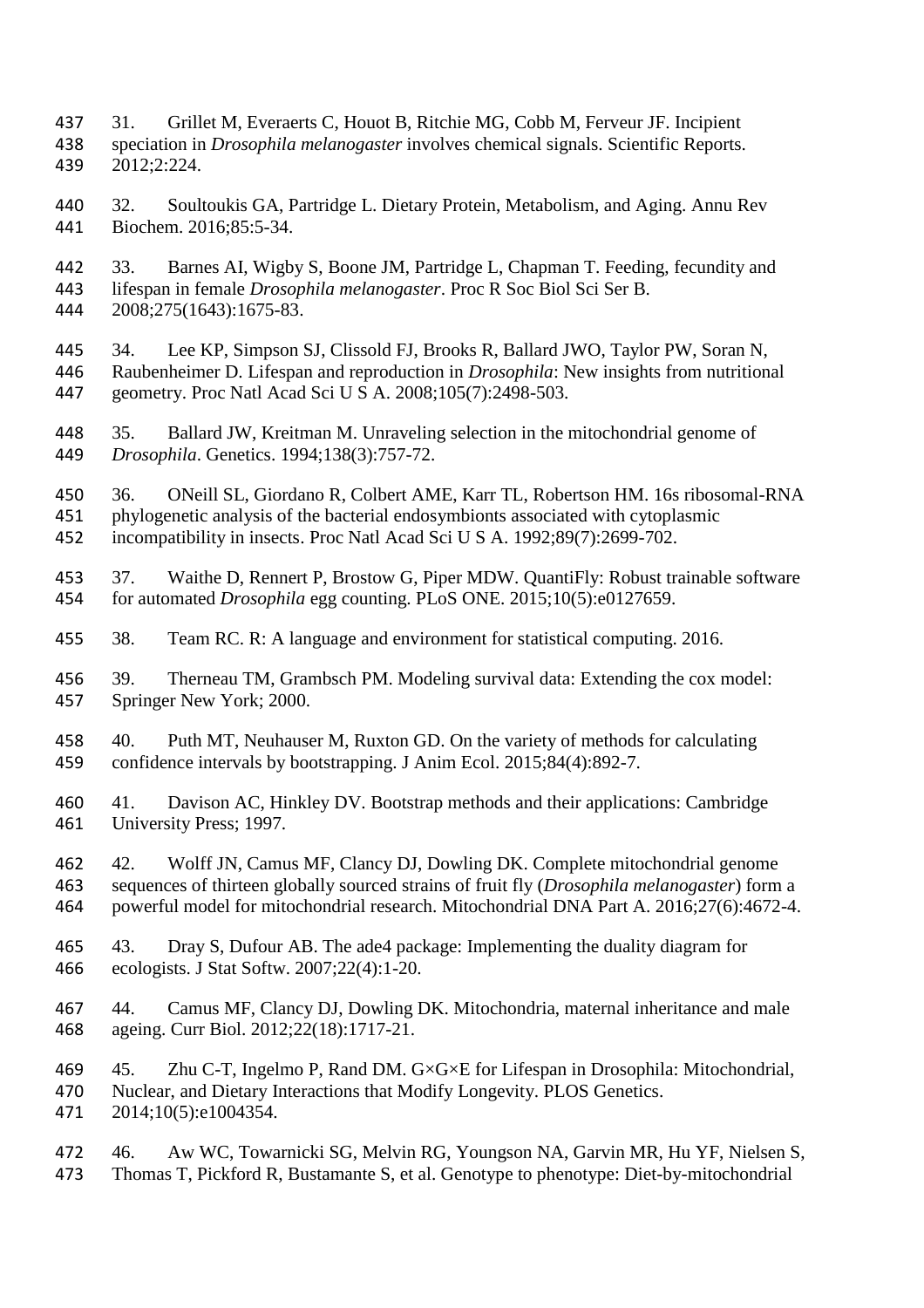31. Grillet M, Everaerts C, Houot B, Ritchie MG, Cobb M, Ferveur JF. Incipient speciation in *Drosophila melanogaster* involves chemical signals. Scientific Reports. 2012;2:224.

32. Soultoukis GA, Partridge L. Dietary Protein, Metabolism, and Aging. Annu Rev Biochem. 2016;85:5-34.

33. Barnes AI, Wigby S, Boone JM, Partridge L, Chapman T. Feeding, fecundity and lifespan in female *Drosophila melanogaster*. Proc R Soc Biol Sci Ser B. 2008;275(1643):1675-83.

34. Lee KP, Simpson SJ, Clissold FJ, Brooks R, Ballard JWO, Taylor PW, Soran N, Raubenheimer D. Lifespan and reproduction in *Drosophila*: New insights from nutritional geometry. Proc Natl Acad Sci U S A. 2008;105(7):2498-503.

35. Ballard JW, Kreitman M. Unraveling selection in the mitochondrial genome of *Drosophila*. Genetics. 1994;138(3):757-72.

36. ONeill SL, Giordano R, Colbert AME, Karr TL, Robertson HM. 16s ribosomal-RNA phylogenetic analysis of the bacterial endosymbionts associated with cytoplasmic incompatibility in insects. Proc Natl Acad Sci U S A. 1992;89(7):2699-702.

37. Waithe D, Rennert P, Brostow G, Piper MDW. QuantiFly: Robust trainable software for automated *Drosophila* egg counting. PLoS ONE. 2015;10(5):e0127659.

38. Team RC. R: A language and environment for statistical computing. 2016.

39. Therneau TM, Grambsch PM. Modeling survival data: Extending the cox model: Springer New York; 2000.

40. Puth MT, Neuhauser M, Ruxton GD. On the variety of methods for calculating confidence intervals by bootstrapping. J Anim Ecol. 2015;84(4):892-7.

41. Davison AC, Hinkley DV. Bootstrap methods and their applications: Cambridge University Press; 1997.

42. Wolff JN, Camus MF, Clancy DJ, Dowling DK. Complete mitochondrial genome sequences of thirteen globally sourced strains of fruit fly (*Drosophila melanogaster*) form a powerful model for mitochondrial research. Mitochondrial DNA Part A. 2016;27(6):4672-4.

43. Dray S, Dufour AB. The ade4 package: Implementing the duality diagram for ecologists. J Stat Softw. 2007;22(4):1-20.

44. Camus MF, Clancy DJ, Dowling DK. Mitochondria, maternal inheritance and male ageing. Curr Biol. 2012;22(18):1717-21.

45. Zhu C-T, Ingelmo P, Rand DM. G×G×E for Lifespan in Drosophila: Mitochondrial, Nuclear, and Dietary Interactions that Modify Longevity. PLOS Genetics. 2014;10(5):e1004354.

46. Aw WC, Towarnicki SG, Melvin RG, Youngson NA, Garvin MR, Hu YF, Nielsen S, Thomas T, Pickford R, Bustamante S, et al. Genotype to phenotype: Diet-by-mitochondrial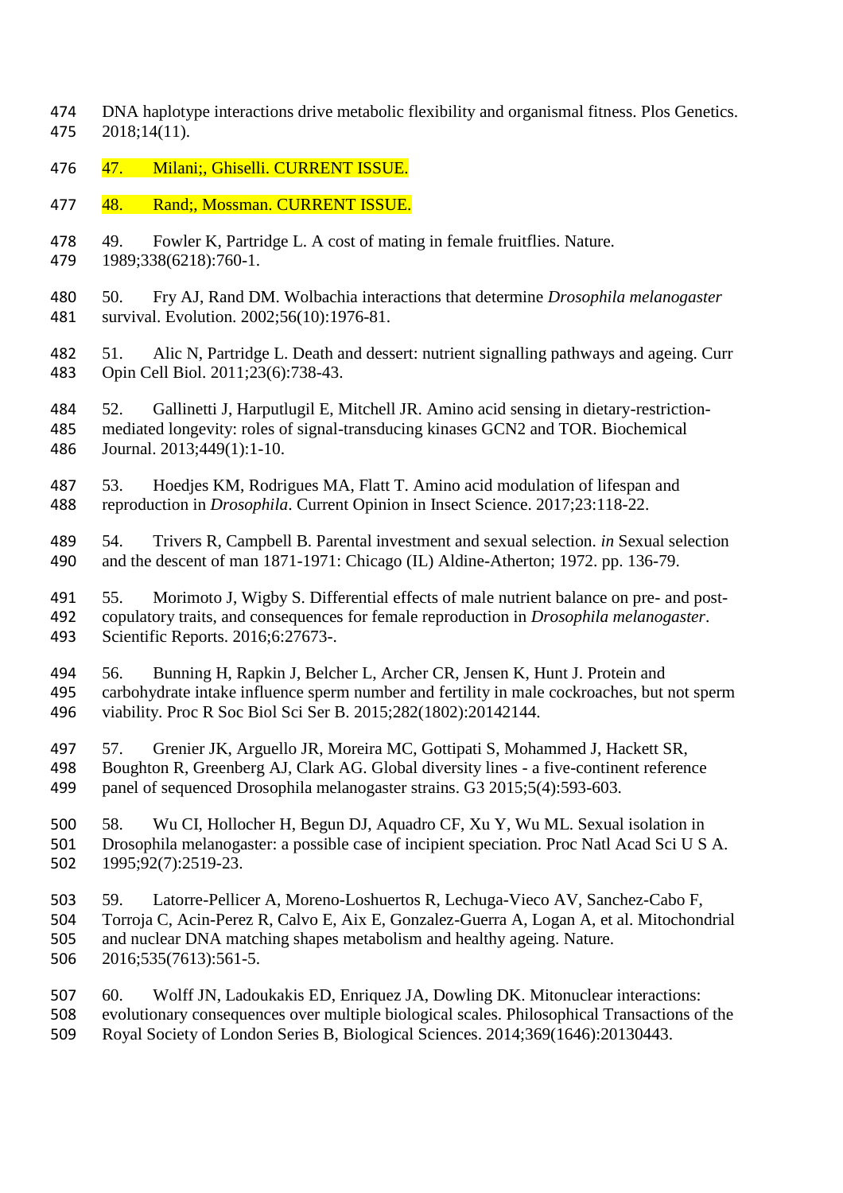DNA haplotype interactions drive metabolic flexibility and organismal fitness. Plos Genetics. 2018;14(11).

47. Milani;, Ghiselli. CURRENT ISSUE.

48. Rand;, Mossman. CURRENT ISSUE.

49. Fowler K, Partridge L. A cost of mating in female fruitflies. Nature. 1989;338(6218):760-1.

50. Fry AJ, Rand DM. Wolbachia interactions that determine *Drosophila melanogaster* survival. Evolution. 2002;56(10):1976-81.

51. Alic N, Partridge L. Death and dessert: nutrient signalling pathways and ageing. Curr Opin Cell Biol. 2011;23(6):738-43.

52. Gallinetti J, Harputlugil E, Mitchell JR. Amino acid sensing in dietary-restriction-mediated longevity: roles of signal-transducing kinases GCN2 and TOR. Biochemical Journal. 2013;449(1):1-10.

53. Hoedjes KM, Rodrigues MA, Flatt T. Amino acid modulation of lifespan and reproduction in *Drosophila*. Current Opinion in Insect Science. 2017;23:118-22.

54. Trivers R, Campbell B. Parental investment and sexual selection. *in* Sexual selection and the descent of man 1871-1971: Chicago (IL) Aldine-Atherton; 1972. pp. 136-79.

55. Morimoto J, Wigby S. Differential effects of male nutrient balance on pre- and post-copulatory traits, and consequences for female reproduction in *Drosophila melanogaster*. Scientific Reports. 2016;6:27673-.

56. Bunning H, Rapkin J, Belcher L, Archer CR, Jensen K, Hunt J. Protein and carbohydrate intake influence sperm number and fertility in male cockroaches, but not sperm viability. Proc R Soc Biol Sci Ser B. 2015;282(1802):20142144.

57. Grenier JK, Arguello JR, Moreira MC, Gottipati S, Mohammed J, Hackett SR, Boughton R, Greenberg AJ, Clark AG. Global diversity lines - a five-continent reference panel of sequenced Drosophila melanogaster strains. G3 2015;5(4):593-603.

58. Wu CI, Hollocher H, Begun DJ, Aquadro CF, Xu Y, Wu ML. Sexual isolation in Drosophila melanogaster: a possible case of incipient speciation. Proc Natl Acad Sci U S A. 1995;92(7):2519-23.

59. Latorre-Pellicer A, Moreno-Loshuertos R, Lechuga-Vieco AV, Sanchez-Cabo F, Torroja C, Acin-Perez R, Calvo E, Aix E, Gonzalez-Guerra A, Logan A, et al. Mitochondrial and nuclear DNA matching shapes metabolism and healthy ageing. Nature. 2016;535(7613):561-5.

60. Wolff JN, Ladoukakis ED, Enriquez JA, Dowling DK. Mitonuclear interactions: evolutionary consequences over multiple biological scales. Philosophical Transactions of the Royal Society of London Series B, Biological Sciences. 2014;369(1646):20130443.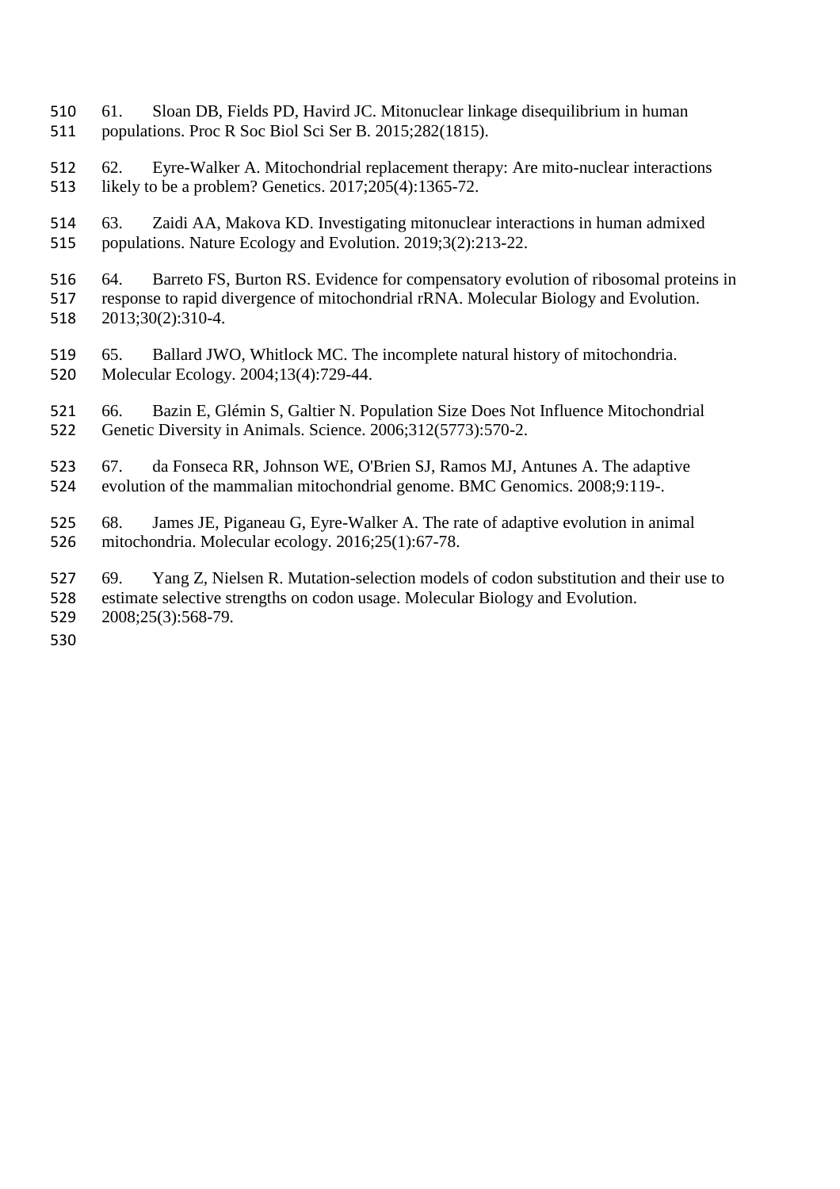61. Sloan DB, Fields PD, Havird JC. Mitonuclear linkage disequilibrium in human populations. Proc R Soc Biol Sci Ser B. 2015;282(1815).

62. Eyre-Walker A. Mitochondrial replacement therapy: Are mito-nuclear interactions likely to be a problem? Genetics. 2017;205(4):1365-72.

63. Zaidi AA, Makova KD. Investigating mitonuclear interactions in human admixed populations. Nature Ecology and Evolution. 2019;3(2):213-22.

64. Barreto FS, Burton RS. Evidence for compensatory evolution of ribosomal proteins in response to rapid divergence of mitochondrial rRNA. Molecular Biology and Evolution. 2013;30(2):310-4.

65. Ballard JWO, Whitlock MC. The incomplete natural history of mitochondria. Molecular Ecology. 2004;13(4):729-44.

66. Bazin E, Glémin S, Galtier N. Population Size Does Not Influence Mitochondrial Genetic Diversity in Animals. Science. 2006;312(5773):570-2.

67. da Fonseca RR, Johnson WE, O'Brien SJ, Ramos MJ, Antunes A. The adaptive evolution of the mammalian mitochondrial genome. BMC Genomics. 2008;9:119-.

68. James JE, Piganeau G, Eyre-Walker A. The rate of adaptive evolution in animal mitochondria. Molecular ecology. 2016;25(1):67-78.

69. Yang Z, Nielsen R. Mutation-selection models of codon substitution and their use to estimate selective strengths on codon usage. Molecular Biology and Evolution. 2008;25(3):568-79.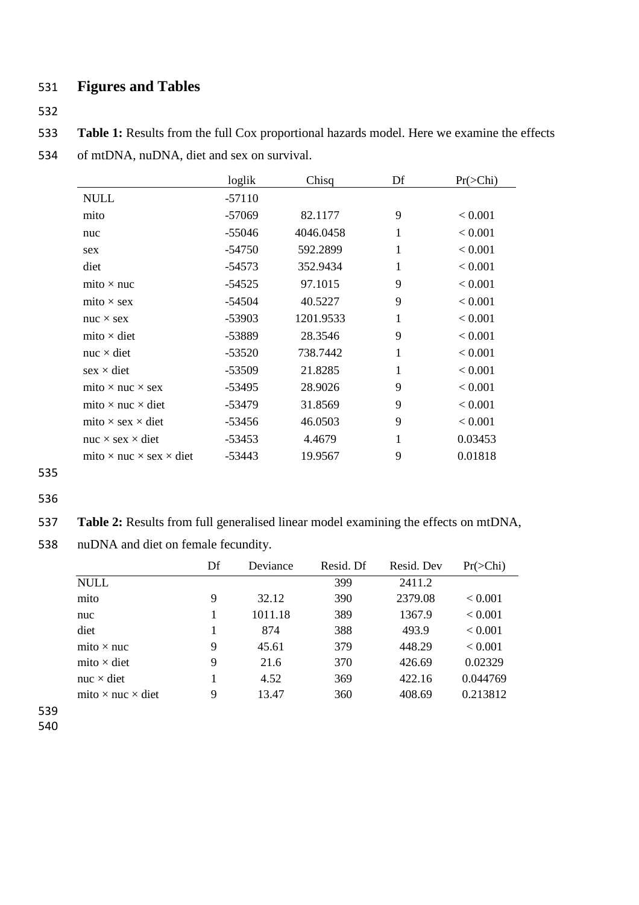# Figures and Tables

**Table 1:** Results from the full Cox proportional hazards model. Here we examine the effects of mtDNA, nuDNA, diet and sex on survival.

| | loglik | Chisq | Df | Pr(>Chi) |
|---|---|---|---|---|
| NULL | -57110 | | | |
| mito | -57069 | 82.1177 | 9 | < 0.001 |
| nuc | -55046 | 4046.0458 | 1 | < 0.001 |
| sex | -54750 | 592.2899 | 1 | < 0.001 |
| diet | -54573 | 352.9434 | 1 | < 0.001 |
| mito × nuc | -54525 | 97.1015 | 9 | < 0.001 |
| mito × sex | -54504 | 40.5227 | 9 | < 0.001 |
| nuc × sex | -53903 | 1201.9533 | 1 | < 0.001 |
| mito × diet | -53889 | 28.3546 | 9 | < 0.001 |
| nuc × diet | -53520 | 738.7442 | 1 | < 0.001 |
| sex × diet | -53509 | 21.8285 | 1 | < 0.001 |
| mito × nuc × sex | -53495 | 28.9026 | 9 | < 0.001 |
| mito × nuc × diet | -53479 | 31.8569 | 9 | < 0.001 |
| mito × sex × diet | -53456 | 46.0503 | 9 | < 0.001 |
| nuc × sex × diet | -53453 | 4.4679 | 1 | 0.03453 |
| mito × nuc × sex × diet | -53443 | 19.9567 | 9 | 0.01818 |

**Table 2:** Results from full generalised linear model examining the effects on mtDNA, nuDNA and diet on female fecundity.

| | Df | Deviance | Resid. Df | Resid. Dev | Pr(>Chi) |
|---|---|---|---|---|---|
| NULL | | | 399 | 2411.2 | |
| mito | 9 | 32.12 | 390 | 2379.08 | < 0.001 |
| nuc | 1 | 1011.18 | 389 | 1367.9 | < 0.001 |
| diet | 1 | 874 | 388 | 493.9 | < 0.001 |
| mito × nuc | 9 | 45.61 | 379 | 448.29 | < 0.001 |
| mito × diet | 9 | 21.6 | 370 | 426.69 | 0.02329 |
| nuc × diet | 1 | 4.52 | 369 | 422.16 | 0.044769 |
| mito × nuc × diet | 9 | 13.47 | 360 | 408.69 | 0.213812 |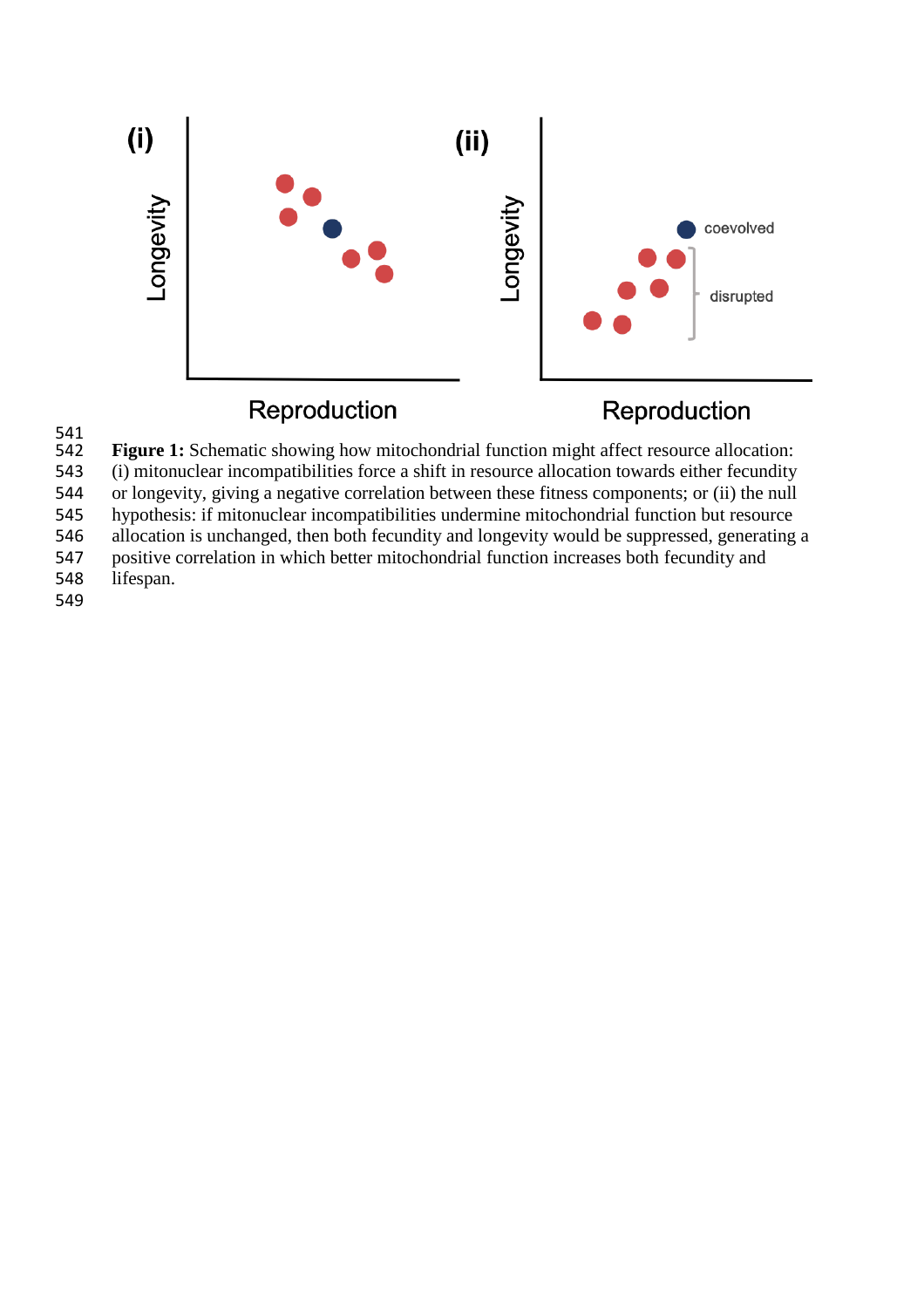**Figure 1:** Schematic showing how mitochondrial function might affect resource allocation: (i) mitonuclear incompatibilities force a shift in resource allocation towards either fecundity or longevity, giving a negative correlation between these fitness components; or (ii) the null hypothesis: if mitonuclear incompatibilities undermine mitochondrial function but resource allocation is unchanged, then both fecundity and longevity would be suppressed, generating a positive correlation in which better mitochondrial function increases both fecundity and lifespan.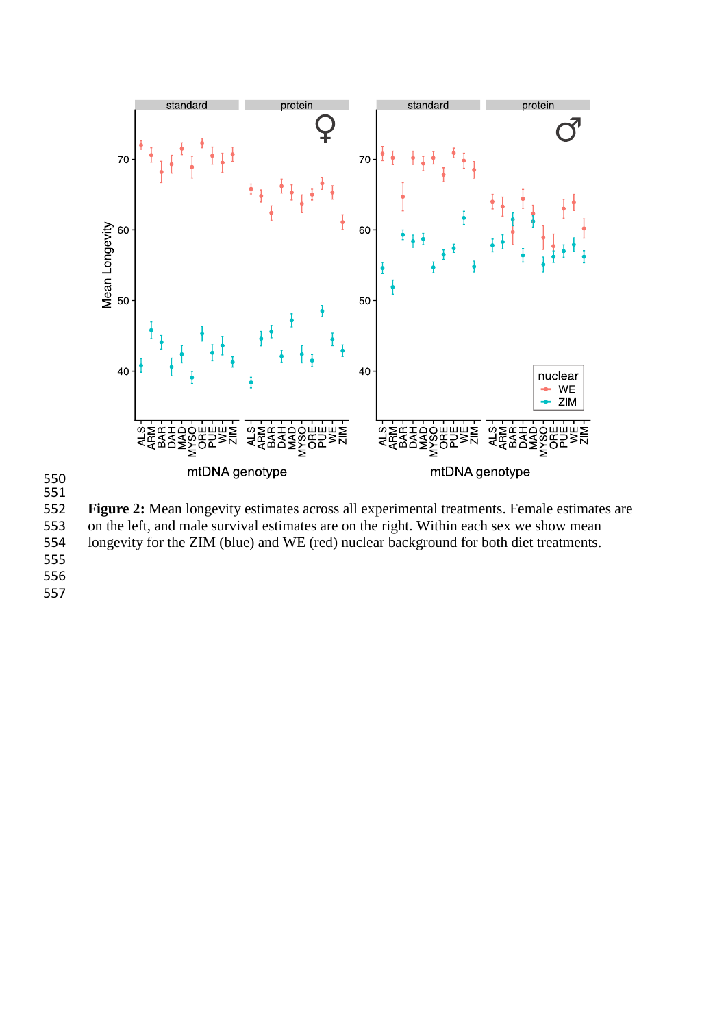**Figure 2:** Mean longevity estimates across all experimental treatments. Female estimates are on the left, and male survival estimates are on the right. Within each sex we show mean longevity for the ZIM (blue) and WE (red) nuclear background for both diet treatments.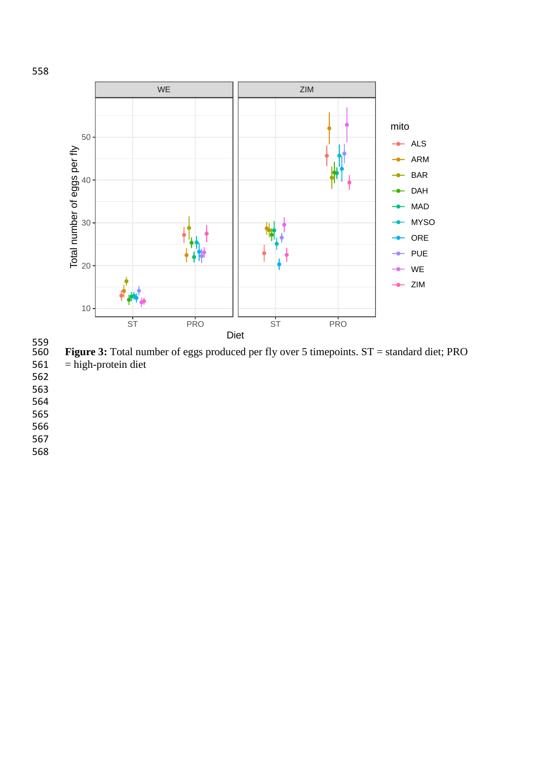**Figure 3:** Total number of eggs produced per fly over 5 timepoints. ST = standard diet; PRO = high-protein diet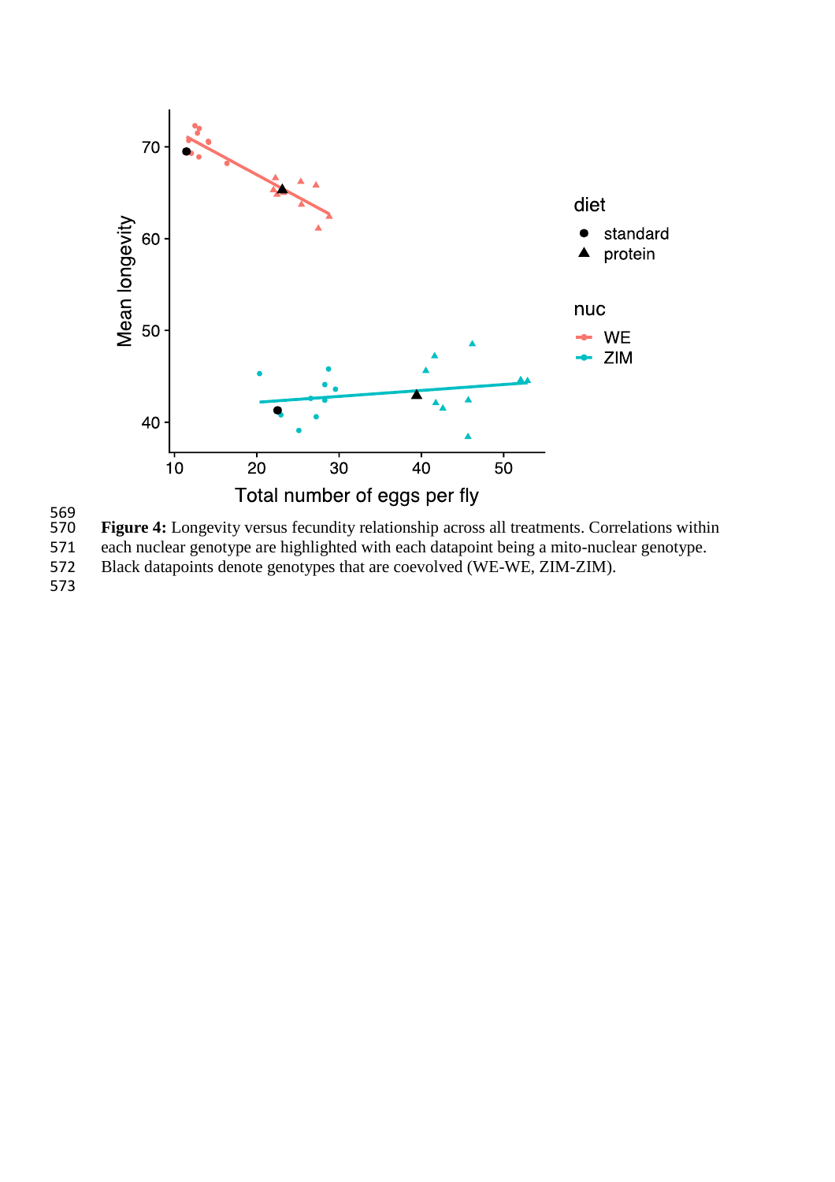Mean longevity

70

60

50

40

10 20 30 40 50

Total number of eggs per fly

diet

standard

protein

nuc

WE

ZIM

**Figure 4:** Longevity versus fecundity relationship across all treatments. Correlations within each nuclear genotype are highlighted with each datapoint being a mito-nuclear genotype. Black datapoints denote genotypes that are coevolved (WE-WE, ZIM-ZIM).